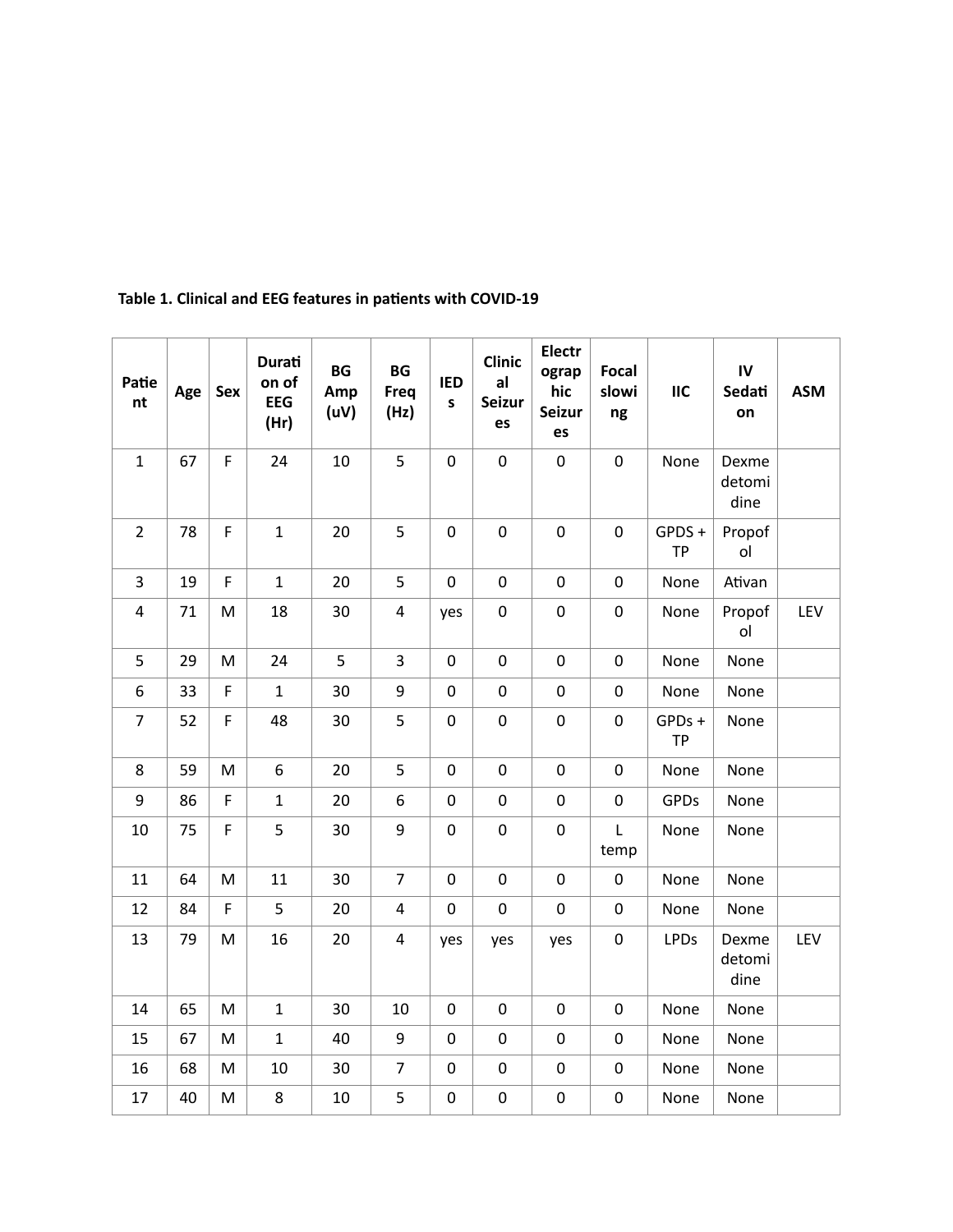**Table 1. Clinical and EEG features in patients with COVID-19**

| Patient | Age | Sex | Duration of EEG (Hr) | BG Amp (uV) | BG Freq (Hz) | IEDs | Clinical Seizures | Electrographic Seizures | Focal slowing | IIC | IV Sedation | ASM |
|---|---|---|---|---|---|---|---|---|---|---|---|---|
| 1 | 67 | F | 24 | 10 | 5 | 0 | 0 | 0 | 0 | None | Dexmedetomidine | |
| 2 | 78 | F | 1 | 20 | 5 | 0 | 0 | 0 | 0 | GPDS + TP | Propofol | |
| 3 | 19 | F | 1 | 20 | 5 | 0 | 0 | 0 | 0 | None | Ativan | |
| 4 | 71 | M | 18 | 30 | 4 | yes | 0 | 0 | 0 | None | Propofol | LEV |
| 5 | 29 | M | 24 | 5 | 3 | 0 | 0 | 0 | 0 | None | None | |
| 6 | 33 | F | 1 | 30 | 9 | 0 | 0 | 0 | 0 | None | None | |
| 7 | 52 | F | 48 | 30 | 5 | 0 | 0 | 0 | 0 | GPDs + TP | None | |
| 8 | 59 | M | 6 | 20 | 5 | 0 | 0 | 0 | 0 | None | None | |
| 9 | 86 | F | 1 | 20 | 6 | 0 | 0 | 0 | 0 | GPDs | None | |
| 10 | 75 | F | 5 | 30 | 9 | 0 | 0 | 0 | L temp | None | None | |
| 11 | 64 | M | 11 | 30 | 7 | 0 | 0 | 0 | 0 | None | None | |
| 12 | 84 | F | 5 | 20 | 4 | 0 | 0 | 0 | 0 | None | None | |
| 13 | 79 | M | 16 | 20 | 4 | yes | yes | yes | 0 | LPDs | Dexmedetomidine | LEV |
| 14 | 65 | M | 1 | 30 | 10 | 0 | 0 | 0 | 0 | None | None | |
| 15 | 67 | M | 1 | 40 | 9 | 0 | 0 | 0 | 0 | None | None | |
| 16 | 68 | M | 10 | 30 | 7 | 0 | 0 | 0 | 0 | None | None | |
| 17 | 40 | M | 8 | 10 | 5 | 0 | 0 | 0 | 0 | None | None | |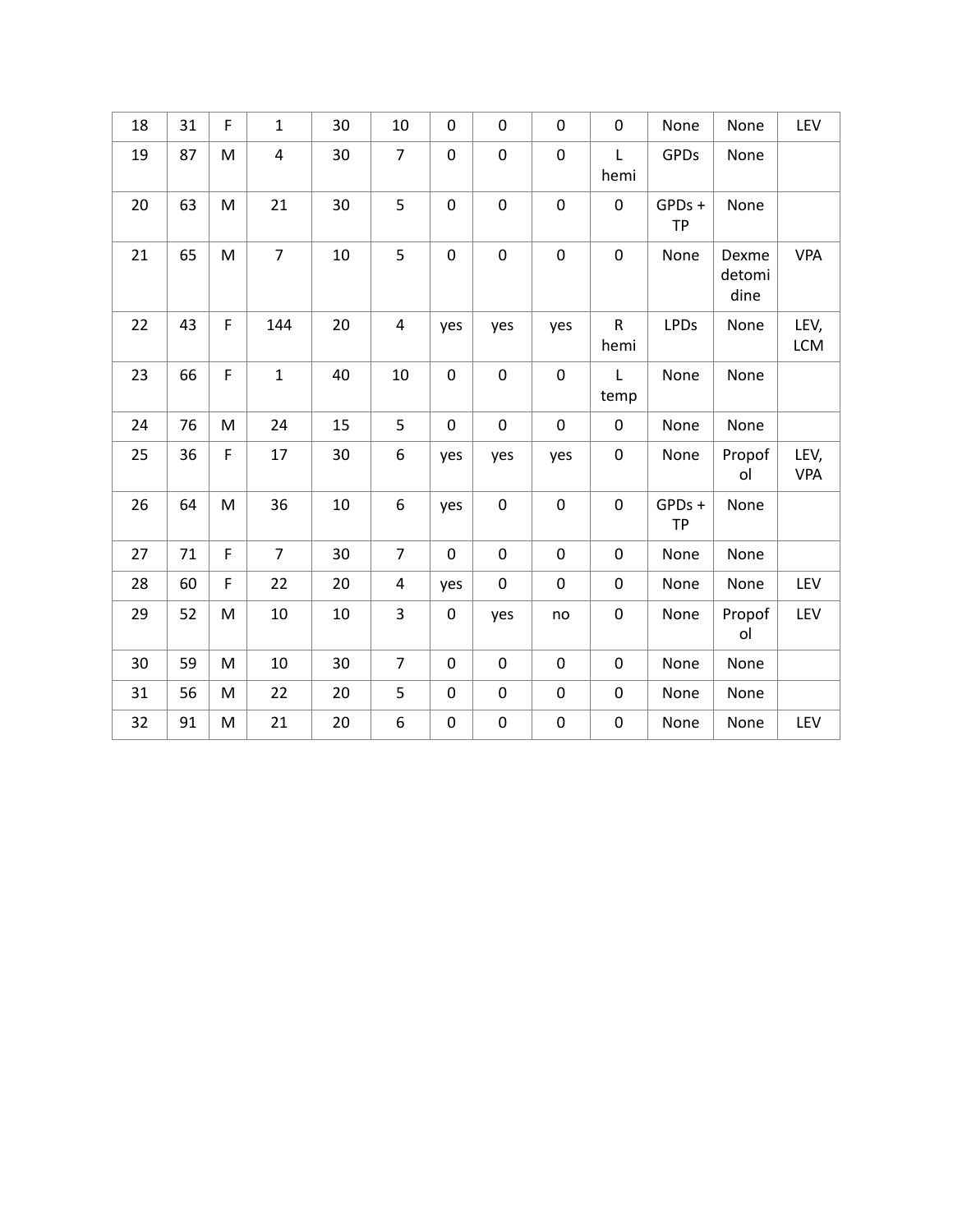| | | | | | | | | | | | | |
|---|---|---|---|---|---|---|---|---|---|---|---|---|
| 18 | 31 | F | 1 | 30 | 10 | 0 | 0 | 0 | 0 | None | None | LEV |
| 19 | 87 | M | 4 | 30 | 7 | 0 | 0 | 0 | L hemi | GPDs | None | |
| 20 | 63 | M | 21 | 30 | 5 | 0 | 0 | 0 | 0 | GPDs + TP | None | |
| 21 | 65 | M | 7 | 10 | 5 | 0 | 0 | 0 | 0 | None | Dexmedetomidine | VPA |
| 22 | 43 | F | 144 | 20 | 4 | yes | yes | yes | R hemi | LPDs | None | LEV, LCM |
| 23 | 66 | F | 1 | 40 | 10 | 0 | 0 | 0 | L temp | None | None | |
| 24 | 76 | M | 24 | 15 | 5 | 0 | 0 | 0 | 0 | None | None | |
| 25 | 36 | F | 17 | 30 | 6 | yes | yes | yes | 0 | None | Propofol | LEV, VPA |
| 26 | 64 | M | 36 | 10 | 6 | yes | 0 | 0 | 0 | GPDs + TP | None | |
| 27 | 71 | F | 7 | 30 | 7 | 0 | 0 | 0 | 0 | None | None | |
| 28 | 60 | F | 22 | 20 | 4 | yes | 0 | 0 | 0 | None | None | LEV |
| 29 | 52 | M | 10 | 10 | 3 | 0 | yes | no | 0 | None | Propofol | LEV |
| 30 | 59 | M | 10 | 30 | 7 | 0 | 0 | 0 | 0 | None | None | |
| 31 | 56 | M | 22 | 20 | 5 | 0 | 0 | 0 | 0 | None | None | |
| 32 | 91 | M | 21 | 20 | 6 | 0 | 0 | 0 | 0 | None | None | LEV |